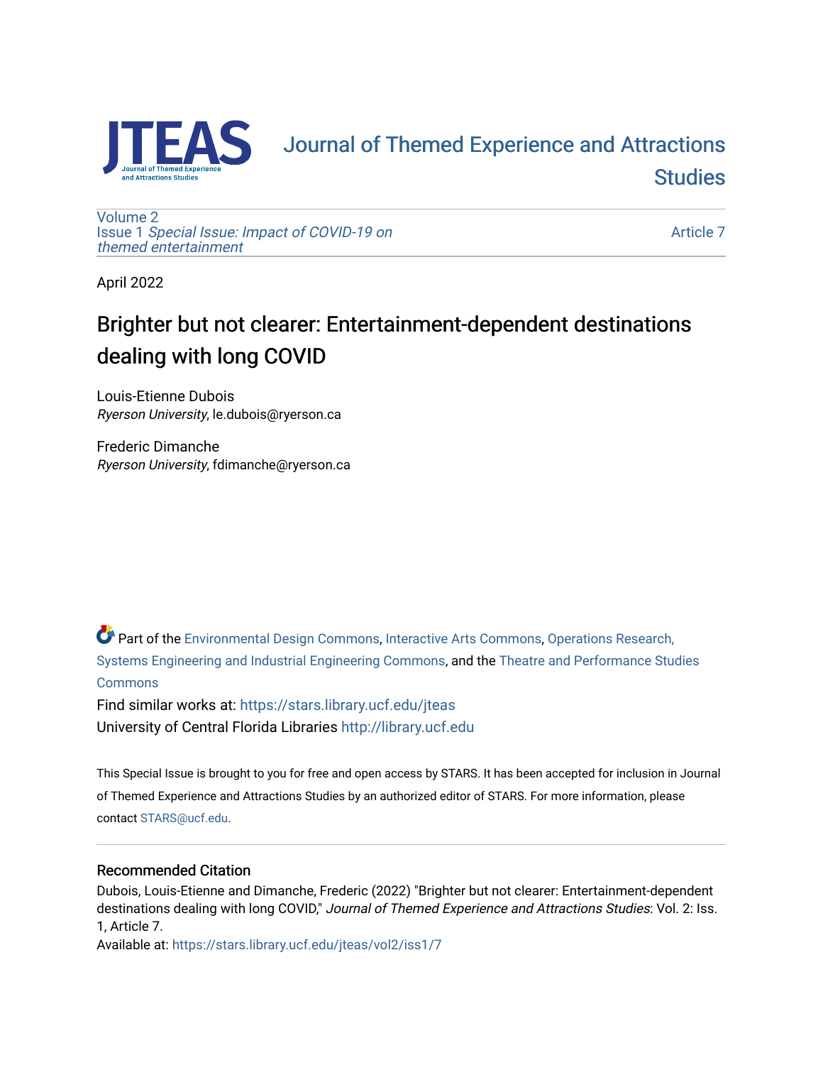# Journal of Themed Experience and Attractions Studies

Volume 2
Issue 1 *Special Issue: Impact of COVID-19 on themed entertainment*

Article 7

April 2022

# Brighter but not clearer: Entertainment-dependent destinations dealing with long COVID

Louis-Etienne Dubois
*Ryerson University*, le.dubois@ryerson.ca

Frederic Dimanche
*Ryerson University*, fdimanche@ryerson.ca

Part of the Environmental Design Commons, Interactive Arts Commons, Operations Research, Systems Engineering and Industrial Engineering Commons, and the Theatre and Performance Studies Commons

Find similar works at: https://stars.library.ucf.edu/jteas
University of Central Florida Libraries http://library.ucf.edu

This Special Issue is brought to you for free and open access by STARS. It has been accepted for inclusion in Journal of Themed Experience and Attractions Studies by an authorized editor of STARS. For more information, please contact STARS@ucf.edu.

## Recommended Citation

Dubois, Louis-Etienne and Dimanche, Frederic (2022) "Brighter but not clearer: Entertainment-dependent destinations dealing with long COVID," *Journal of Themed Experience and Attractions Studies*: Vol. 2: Iss. 1, Article 7.
Available at: https://stars.library.ucf.edu/jteas/vol2/iss1/7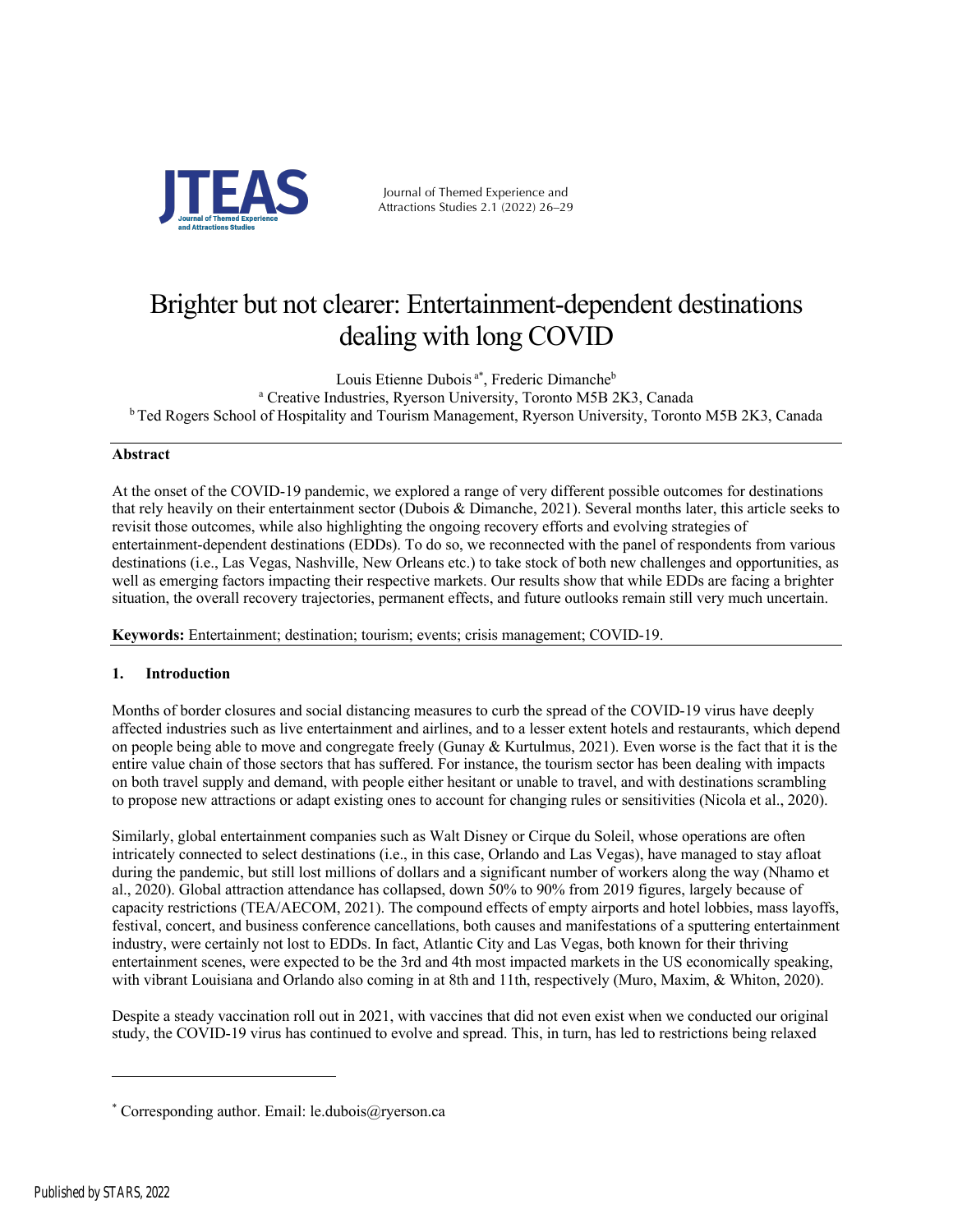# Brighter but not clearer: Entertainment-dependent destinations dealing with long COVID

Louis Etienne Dubois [a*], Frederic Dimanche[b]

[a] Creative Industries, Ryerson University, Toronto M5B 2K3, Canada

[b] Ted Rogers School of Hospitality and Tourism Management, Ryerson University, Toronto M5B 2K3, Canada

---

**Abstract**

At the onset of the COVID-19 pandemic, we explored a range of very different possible outcomes for destinations that rely heavily on their entertainment sector (Dubois & Dimanche, 2021). Several months later, this article seeks to revisit those outcomes, while also highlighting the ongoing recovery efforts and evolving strategies of entertainment-dependent destinations (EDDs). To do so, we reconnected with the panel of respondents from various destinations (i.e., Las Vegas, Nashville, New Orleans etc.) to take stock of both new challenges and opportunities, as well as emerging factors impacting their respective markets. Our results show that while EDDs are facing a brighter situation, the overall recovery trajectories, permanent effects, and future outlooks remain still very much uncertain.

**Keywords:** Entertainment; destination; tourism; events; crisis management; COVID-19.

---

## 1. Introduction

Months of border closures and social distancing measures to curb the spread of the COVID-19 virus have deeply affected industries such as live entertainment and airlines, and to a lesser extent hotels and restaurants, which depend on people being able to move and congregate freely (Gunay & Kurtulmus, 2021). Even worse is the fact that it is the entire value chain of those sectors that has suffered. For instance, the tourism sector has been dealing with impacts on both travel supply and demand, with people either hesitant or unable to travel, and with destinations scrambling to propose new attractions or adapt existing ones to account for changing rules or sensitivities (Nicola et al., 2020).

Similarly, global entertainment companies such as Walt Disney or Cirque du Soleil, whose operations are often intricately connected to select destinations (i.e., in this case, Orlando and Las Vegas), have managed to stay afloat during the pandemic, but still lost millions of dollars and a significant number of workers along the way (Nhamo et al., 2020). Global attraction attendance has collapsed, down 50% to 90% from 2019 figures, largely because of capacity restrictions (TEA/AECOM, 2021). The compound effects of empty airports and hotel lobbies, mass layoffs, festival, concert, and business conference cancellations, both causes and manifestations of a sputtering entertainment industry, were certainly not lost to EDDs. In fact, Atlantic City and Las Vegas, both known for their thriving entertainment scenes, were expected to be the 3rd and 4th most impacted markets in the US economically speaking, with vibrant Louisiana and Orlando also coming in at 8th and 11th, respectively (Muro, Maxim, & Whiton, 2020).

Despite a steady vaccination roll out in 2021, with vaccines that did not even exist when we conducted our original study, the COVID-19 virus has continued to evolve and spread. This, in turn, has led to restrictions being relaxed

---

[*] Corresponding author. Email: le.dubois@ryerson.ca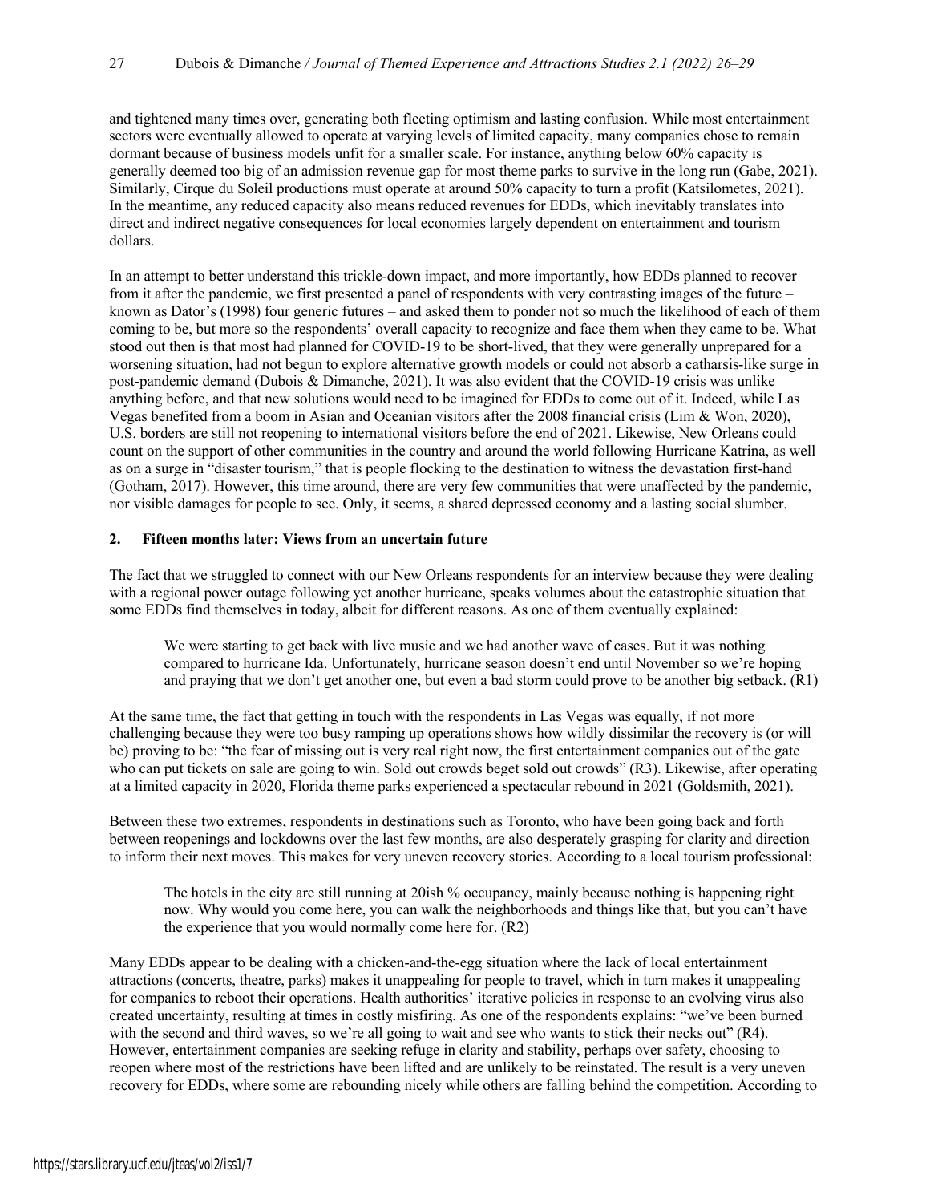and tightened many times over, generating both fleeting optimism and lasting confusion. While most entertainment sectors were eventually allowed to operate at varying levels of limited capacity, many companies chose to remain dormant because of business models unfit for a smaller scale. For instance, anything below 60% capacity is generally deemed too big of an admission revenue gap for most theme parks to survive in the long run (Gabe, 2021). Similarly, Cirque du Soleil productions must operate at around 50% capacity to turn a profit (Katsilometes, 2021). In the meantime, any reduced capacity also means reduced revenues for EDDs, which inevitably translates into direct and indirect negative consequences for local economies largely dependent on entertainment and tourism dollars.

In an attempt to better understand this trickle-down impact, and more importantly, how EDDs planned to recover from it after the pandemic, we first presented a panel of respondents with very contrasting images of the future – known as Dator's (1998) four generic futures – and asked them to ponder not so much the likelihood of each of them coming to be, but more so the respondents' overall capacity to recognize and face them when they came to be. What stood out then is that most had planned for COVID-19 to be short-lived, that they were generally unprepared for a worsening situation, had not begun to explore alternative growth models or could not absorb a catharsis-like surge in post-pandemic demand (Dubois & Dimanche, 2021). It was also evident that the COVID-19 crisis was unlike anything before, and that new solutions would need to be imagined for EDDs to come out of it. Indeed, while Las Vegas benefited from a boom in Asian and Oceanian visitors after the 2008 financial crisis (Lim & Won, 2020), U.S. borders are still not reopening to international visitors before the end of 2021. Likewise, New Orleans could count on the support of other communities in the country and around the world following Hurricane Katrina, as well as on a surge in "disaster tourism," that is people flocking to the destination to witness the devastation first-hand (Gotham, 2017). However, this time around, there are very few communities that were unaffected by the pandemic, nor visible damages for people to see. Only, it seems, a shared depressed economy and a lasting social slumber.

## 2. Fifteen months later: Views from an uncertain future

The fact that we struggled to connect with our New Orleans respondents for an interview because they were dealing with a regional power outage following yet another hurricane, speaks volumes about the catastrophic situation that some EDDs find themselves in today, albeit for different reasons. As one of them eventually explained:

> We were starting to get back with live music and we had another wave of cases. But it was nothing compared to hurricane Ida. Unfortunately, hurricane season doesn't end until November so we're hoping and praying that we don't get another one, but even a bad storm could prove to be another big setback. (R1)

At the same time, the fact that getting in touch with the respondents in Las Vegas was equally, if not more challenging because they were too busy ramping up operations shows how wildly dissimilar the recovery is (or will be) proving to be: "the fear of missing out is very real right now, the first entertainment companies out of the gate who can put tickets on sale are going to win. Sold out crowds beget sold out crowds" (R3). Likewise, after operating at a limited capacity in 2020, Florida theme parks experienced a spectacular rebound in 2021 (Goldsmith, 2021).

Between these two extremes, respondents in destinations such as Toronto, who have been going back and forth between reopenings and lockdowns over the last few months, are also desperately grasping for clarity and direction to inform their next moves. This makes for very uneven recovery stories. According to a local tourism professional:

> The hotels in the city are still running at 20ish % occupancy, mainly because nothing is happening right now. Why would you come here, you can walk the neighborhoods and things like that, but you can't have the experience that you would normally come here for. (R2)

Many EDDs appear to be dealing with a chicken-and-the-egg situation where the lack of local entertainment attractions (concerts, theatre, parks) makes it unappealing for people to travel, which in turn makes it unappealing for companies to reboot their operations. Health authorities' iterative policies in response to an evolving virus also created uncertainty, resulting at times in costly misfiring. As one of the respondents explains: "we've been burned with the second and third waves, so we're all going to wait and see who wants to stick their necks out" (R4). However, entertainment companies are seeking refuge in clarity and stability, perhaps over safety, choosing to reopen where most of the restrictions have been lifted and are unlikely to be reinstated. The result is a very uneven recovery for EDDs, where some are rebounding nicely while others are falling behind the competition. According to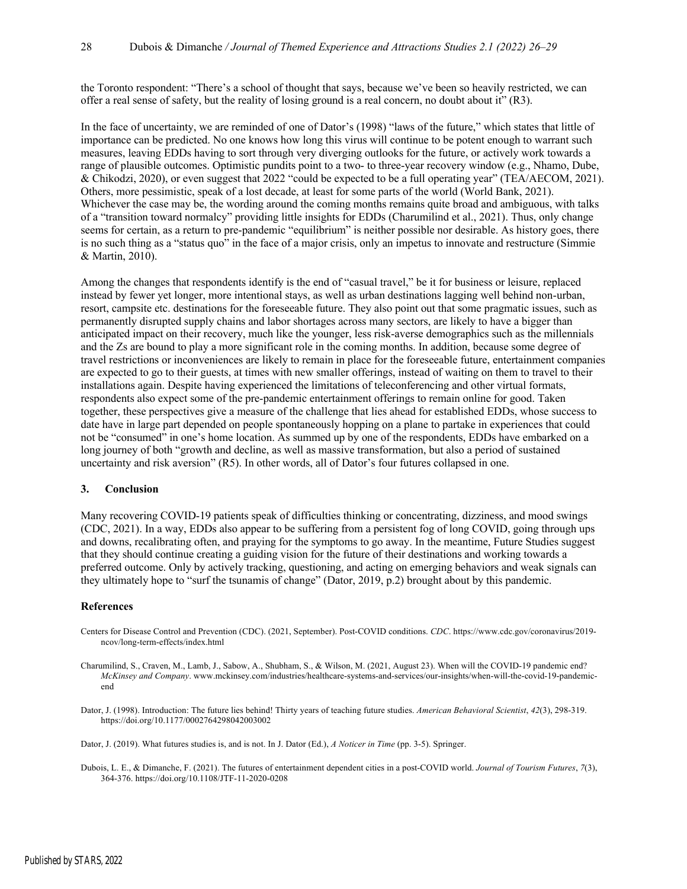the Toronto respondent: "There's a school of thought that says, because we've been so heavily restricted, we can offer a real sense of safety, but the reality of losing ground is a real concern, no doubt about it" (R3).

In the face of uncertainty, we are reminded of one of Dator's (1998) "laws of the future," which states that little of importance can be predicted. No one knows how long this virus will continue to be potent enough to warrant such measures, leaving EDDs having to sort through very diverging outlooks for the future, or actively work towards a range of plausible outcomes. Optimistic pundits point to a two- to three-year recovery window (e.g., Nhamo, Dube, & Chikodzi, 2020), or even suggest that 2022 "could be expected to be a full operating year" (TEA/AECOM, 2021). Others, more pessimistic, speak of a lost decade, at least for some parts of the world (World Bank, 2021). Whichever the case may be, the wording around the coming months remains quite broad and ambiguous, with talks of a "transition toward normalcy" providing little insights for EDDs (Charumilind et al., 2021). Thus, only change seems for certain, as a return to pre-pandemic "equilibrium" is neither possible nor desirable. As history goes, there is no such thing as a "status quo" in the face of a major crisis, only an impetus to innovate and restructure (Simmie & Martin, 2010).

Among the changes that respondents identify is the end of "casual travel," be it for business or leisure, replaced instead by fewer yet longer, more intentional stays, as well as urban destinations lagging well behind non-urban, resort, campsite etc. destinations for the foreseeable future. They also point out that some pragmatic issues, such as permanently disrupted supply chains and labor shortages across many sectors, are likely to have a bigger than anticipated impact on their recovery, much like the younger, less risk-averse demographics such as the millennials and the Zs are bound to play a more significant role in the coming months. In addition, because some degree of travel restrictions or inconveniences are likely to remain in place for the foreseeable future, entertainment companies are expected to go to their guests, at times with new smaller offerings, instead of waiting on them to travel to their installations again. Despite having experienced the limitations of teleconferencing and other virtual formats, respondents also expect some of the pre-pandemic entertainment offerings to remain online for good. Taken together, these perspectives give a measure of the challenge that lies ahead for established EDDs, whose success to date have in large part depended on people spontaneously hopping on a plane to partake in experiences that could not be "consumed" in one's home location. As summed up by one of the respondents, EDDs have embarked on a long journey of both "growth and decline, as well as massive transformation, but also a period of sustained uncertainty and risk aversion" (R5). In other words, all of Dator's four futures collapsed in one.

## 3. Conclusion

Many recovering COVID-19 patients speak of difficulties thinking or concentrating, dizziness, and mood swings (CDC, 2021). In a way, EDDs also appear to be suffering from a persistent fog of long COVID, going through ups and downs, recalibrating often, and praying for the symptoms to go away. In the meantime, Future Studies suggest that they should continue creating a guiding vision for the future of their destinations and working towards a preferred outcome. Only by actively tracking, questioning, and acting on emerging behaviors and weak signals can they ultimately hope to "surf the tsunamis of change" (Dator, 2019, p.2) brought about by this pandemic.

## References

Centers for Disease Control and Prevention (CDC). (2021, September). Post-COVID conditions. *CDC*. https://www.cdc.gov/coronavirus/2019-ncov/long-term-effects/index.html

Charumilind, S., Craven, M., Lamb, J., Sabow, A., Shubham, S., & Wilson, M. (2021, August 23). When will the COVID-19 pandemic end? *McKinsey and Company*. www.mckinsey.com/industries/healthcare-systems-and-services/our-insights/when-will-the-covid-19-pandemic-end

Dator, J. (1998). Introduction: The future lies behind! Thirty years of teaching future studies. *American Behavioral Scientist*, *42*(3), 298-319. https://doi.org/10.1177/0002764298042003002

Dator, J. (2019). What futures studies is, and is not. In J. Dator (Ed.), *A Noticer in Time* (pp. 3-5). Springer.

Dubois, L. E., & Dimanche, F. (2021). The futures of entertainment dependent cities in a post-COVID world. *Journal of Tourism Futures*, *7*(3), 364-376. https://doi.org/10.1108/JTF-11-2020-0208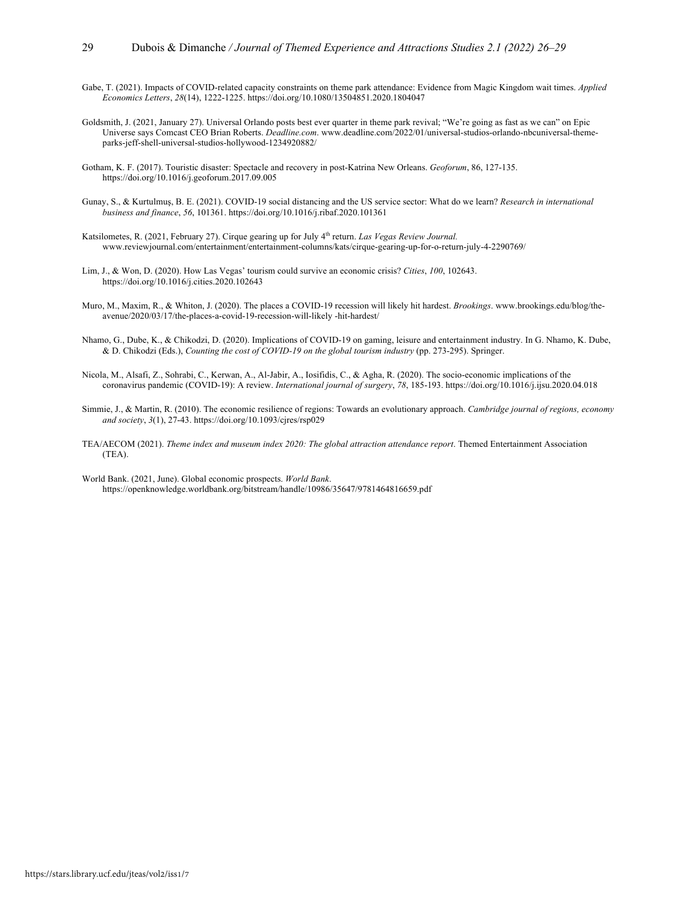Gabe, T. (2021). Impacts of COVID-related capacity constraints on theme park attendance: Evidence from Magic Kingdom wait times. *Applied Economics Letters*, *28*(14), 1222-1225. https://doi.org/10.1080/13504851.2020.1804047

Goldsmith, J. (2021, January 27). Universal Orlando posts best ever quarter in theme park revival; "We're going as fast as we can" on Epic Universe says Comcast CEO Brian Roberts. *Deadline.com*. www.deadline.com/2022/01/universal-studios-orlando-nbcuniversal-theme-parks-jeff-shell-universal-studios-hollywood-1234920882/

Gotham, K. F. (2017). Touristic disaster: Spectacle and recovery in post-Katrina New Orleans. *Geoforum*, 86, 127-135. https://doi.org/10.1016/j.geoforum.2017.09.005

Gunay, S., & Kurtulmuş, B. E. (2021). COVID-19 social distancing and the US service sector: What do we learn? *Research in international business and finance*, *56*, 101361. https://doi.org/10.1016/j.ribaf.2020.101361

Katsilometes, R. (2021, February 27). Cirque gearing up for July 4th return. *Las Vegas Review Journal.* www.reviewjournal.com/entertainment/entertainment-columns/kats/cirque-gearing-up-for-o-return-july-4-2290769/

Lim, J., & Won, D. (2020). How Las Vegas' tourism could survive an economic crisis? *Cities*, *100*, 102643. https://doi.org/10.1016/j.cities.2020.102643

Muro, M., Maxim, R., & Whiton, J. (2020). The places a COVID-19 recession will likely hit hardest. *Brookings*. www.brookings.edu/blog/the-avenue/2020/03/17/the-places-a-covid-19-recession-will-likely -hit-hardest/

Nhamo, G., Dube, K., & Chikodzi, D. (2020). Implications of COVID-19 on gaming, leisure and entertainment industry. In G. Nhamo, K. Dube, & D. Chikodzi (Eds.), *Counting the cost of COVID-19 on the global tourism industry* (pp. 273-295). Springer.

Nicola, M., Alsafi, Z., Sohrabi, C., Kerwan, A., Al-Jabir, A., Iosifidis, C., & Agha, R. (2020). The socio-economic implications of the coronavirus pandemic (COVID-19): A review. *International journal of surgery*, *78*, 185-193. https://doi.org/10.1016/j.ijsu.2020.04.018

Simmie, J., & Martin, R. (2010). The economic resilience of regions: Towards an evolutionary approach. *Cambridge journal of regions, economy and society*, *3*(1), 27-43. https://doi.org/10.1093/cjres/rsp029

TEA/AECOM (2021). *Theme index and museum index 2020: The global attraction attendance report*. Themed Entertainment Association (TEA).

World Bank. (2021, June). Global economic prospects. *World Bank*. https://openknowledge.worldbank.org/bitstream/handle/10986/35647/9781464816659.pdf